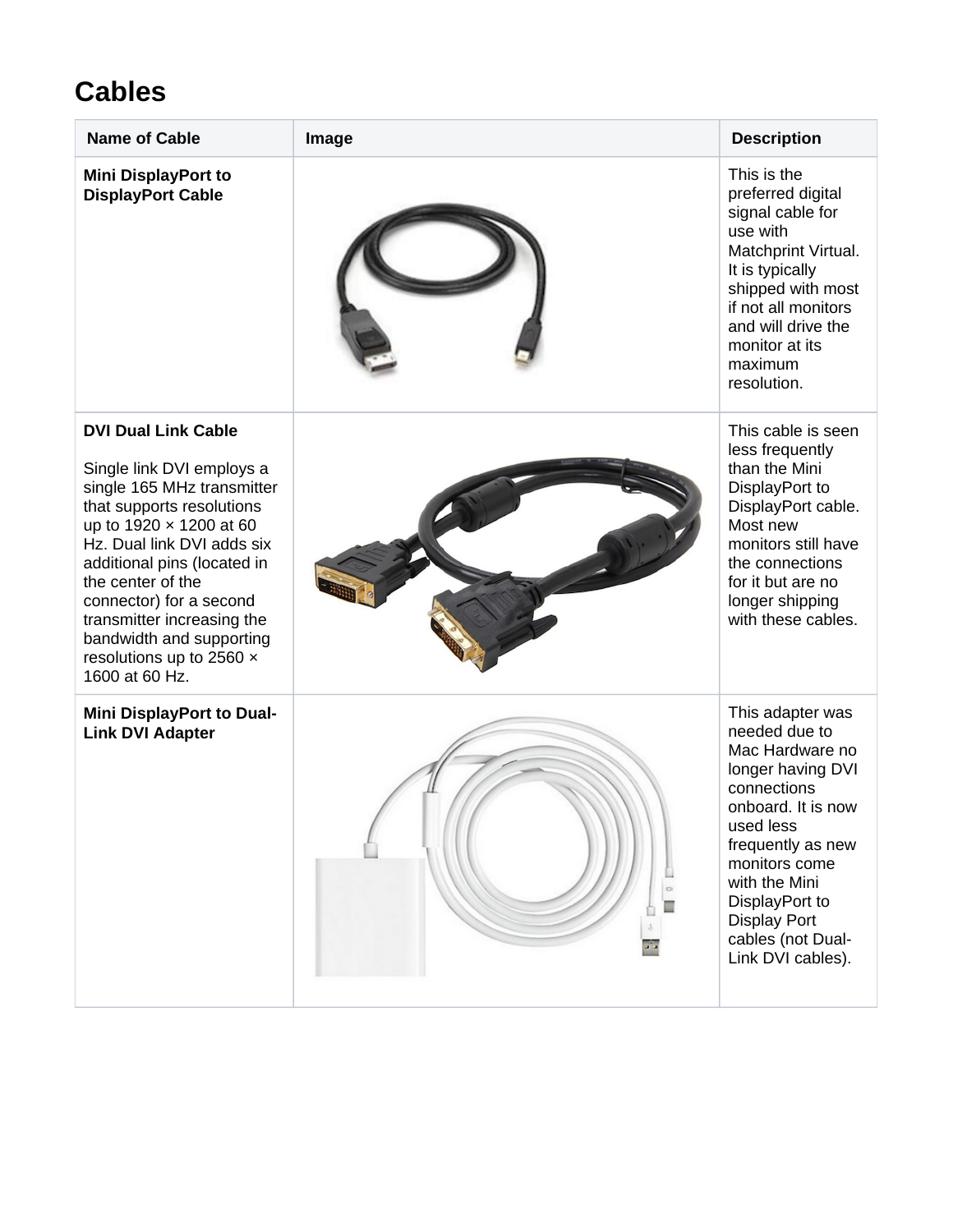# Cables

| Name of Cable | Image | Description |
|---|---|---|
| **Mini DisplayPort to DisplayPort Cable** | | This is the preferred digital signal cable for use with Matchprint Virtual. It is typically shipped with most if not all monitors and will drive the monitor at its maximum resolution. |
| **DVI Dual Link Cable**<br><br>Single link DVI employs a single 165 MHz transmitter that supports resolutions up to 1920 × 1200 at 60 Hz. Dual link DVI adds six additional pins (located in the center of the connector) for a second transmitter increasing the bandwidth and supporting resolutions up to 2560 × 1600 at 60 Hz. | | This cable is seen less frequently than the Mini DisplayPort to DisplayPort cable. Most new monitors still have the connections for it but are no longer shipping with these cables. |
| **Mini DisplayPort to Dual-Link DVI Adapter** | | This adapter was needed due to Mac Hardware no longer having DVI connections onboard. It is now used less frequently as new monitors come with the Mini DisplayPort to Display Port cables (not Dual-Link DVI cables). |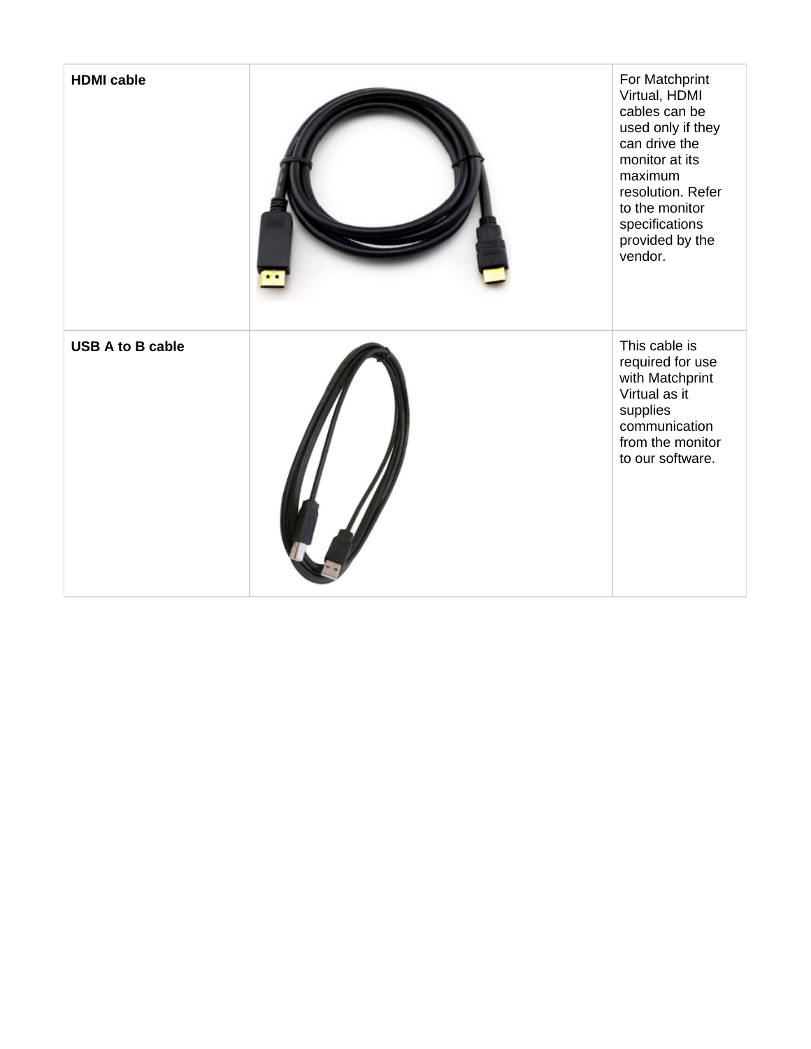| | | |
|---|---|---|
| **HDMI cable** | | For Matchprint Virtual, HDMI cables can be used only if they can drive the monitor at its maximum resolution. Refer to the monitor specifications provided by the vendor. |
| **USB A to B cable** | | This cable is required for use with Matchprint Virtual as it supplies communication from the monitor to our software. |